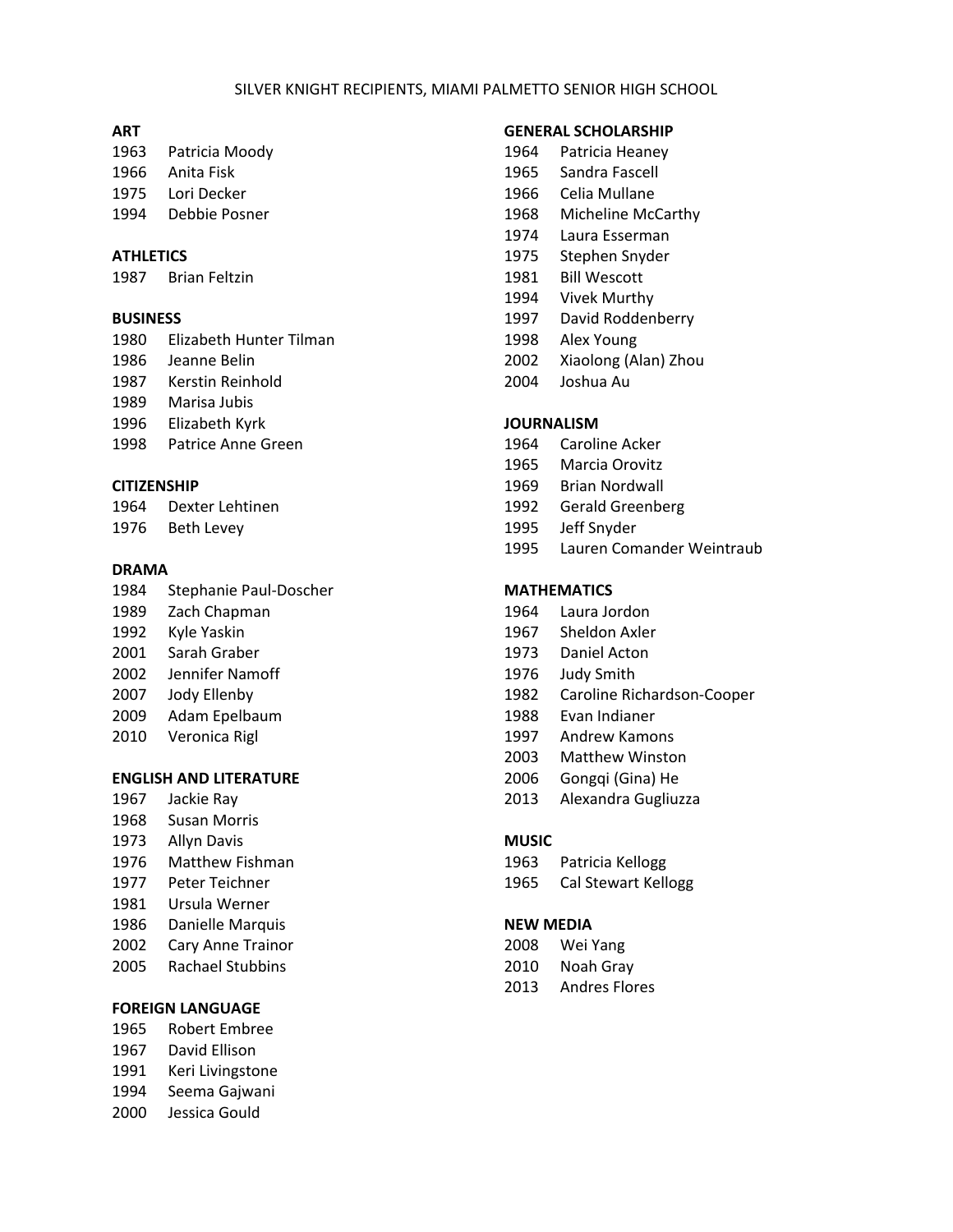# SILVER KNIGHT RECIPIENTS, MIAMI PALMETTO SENIOR HIGH SCHOOL

**ART**

1963 Patricia Moody
1966 Anita Fisk
1975 Lori Decker
1994 Debbie Posner

**ATHLETICS**

1987 Brian Feltzin

**BUSINESS**

1980 Elizabeth Hunter Tilman
1986 Jeanne Belin
1987 Kerstin Reinhold
1989 Marisa Jubis
1996 Elizabeth Kyrk
1998 Patrice Anne Green

**CITIZENSHIP**

1964 Dexter Lehtinen
1976 Beth Levey

**DRAMA**

1984 Stephanie Paul-Doscher
1989 Zach Chapman
1992 Kyle Yaskin
2001 Sarah Graber
2002 Jennifer Namoff
2007 Jody Ellenby
2009 Adam Epelbaum
2010 Veronica Rigl

**ENGLISH AND LITERATURE**

1967 Jackie Ray
1968 Susan Morris
1973 Allyn Davis
1976 Matthew Fishman
1977 Peter Teichner
1981 Ursula Werner
1986 Danielle Marquis
2002 Cary Anne Trainor
2005 Rachael Stubbins

**FOREIGN LANGUAGE**

1965 Robert Embree
1967 David Ellison
1991 Keri Livingstone
1994 Seema Gajwani
2000 Jessica Gould

**GENERAL SCHOLARSHIP**

1964 Patricia Heaney
1965 Sandra Fascell
1966 Celia Mullane
1968 Micheline McCarthy
1974 Laura Esserman
1975 Stephen Snyder
1981 Bill Wescott
1994 Vivek Murthy
1997 David Roddenberry
1998 Alex Young
2002 Xiaolong (Alan) Zhou
2004 Joshua Au

**JOURNALISM**

1964 Caroline Acker
1965 Marcia Orovitz
1969 Brian Nordwall
1992 Gerald Greenberg
1995 Jeff Snyder
1995 Lauren Comander Weintraub

**MATHEMATICS**

1964 Laura Jordon
1967 Sheldon Axler
1973 Daniel Acton
1976 Judy Smith
1982 Caroline Richardson-Cooper
1988 Evan Indianer
1997 Andrew Kamons
2003 Matthew Winston
2006 Gongqi (Gina) He
2013 Alexandra Gugliuzza

**MUSIC**

1963 Patricia Kellogg
1965 Cal Stewart Kellogg

**NEW MEDIA**

2008 Wei Yang
2010 Noah Gray
2013 Andres Flores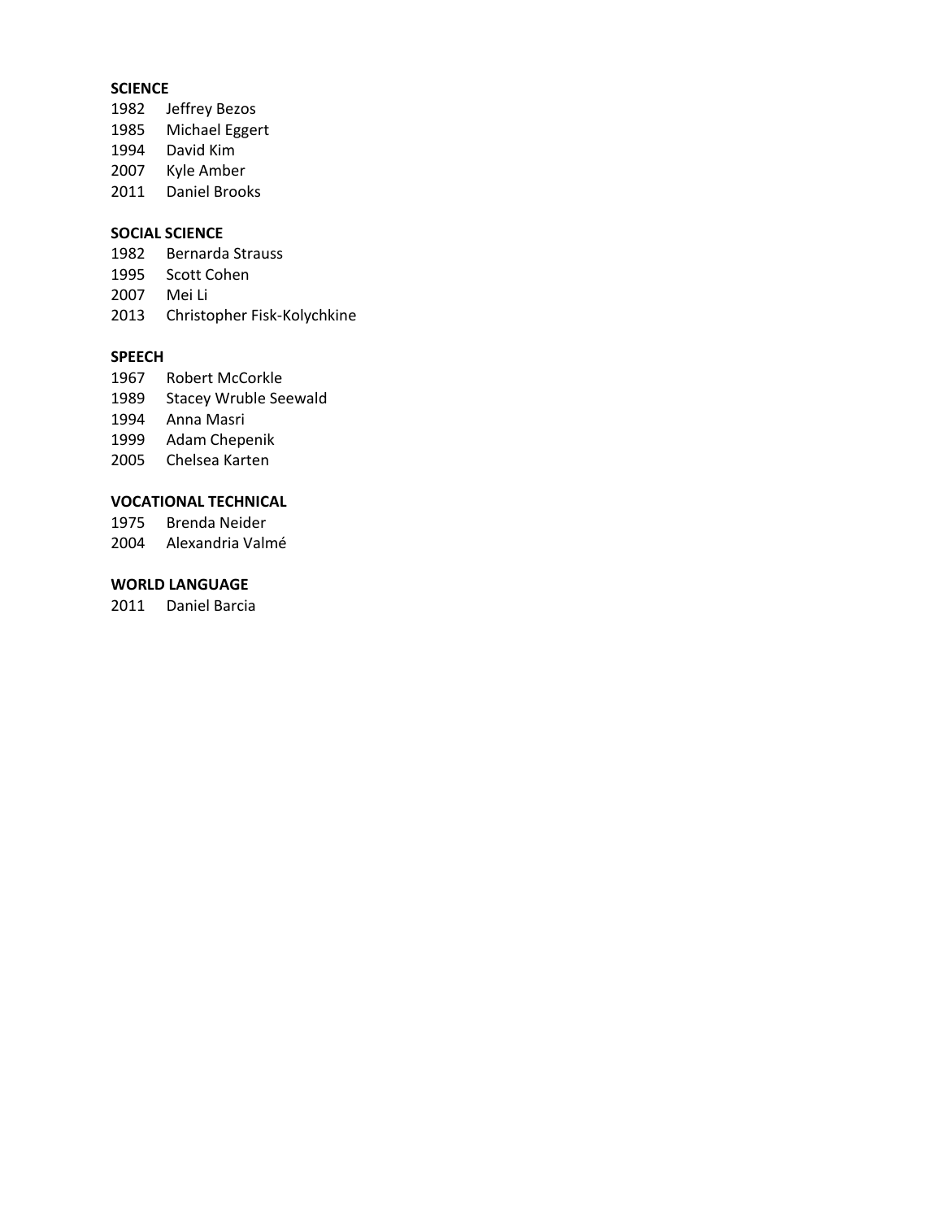**SCIENCE**

1982 Jeffrey Bezos
1985 Michael Eggert
1994 David Kim
2007 Kyle Amber
2011 Daniel Brooks

**SOCIAL SCIENCE**

1982 Bernarda Strauss
1995 Scott Cohen
2007 Mei Li
2013 Christopher Fisk-Kolychkine

**SPEECH**

1967 Robert McCorkle
1989 Stacey Wruble Seewald
1994 Anna Masri
1999 Adam Chepenik
2005 Chelsea Karten

**VOCATIONAL TECHNICAL**

1975 Brenda Neider
2004 Alexandria Valmé

**WORLD LANGUAGE**

2011 Daniel Barcia